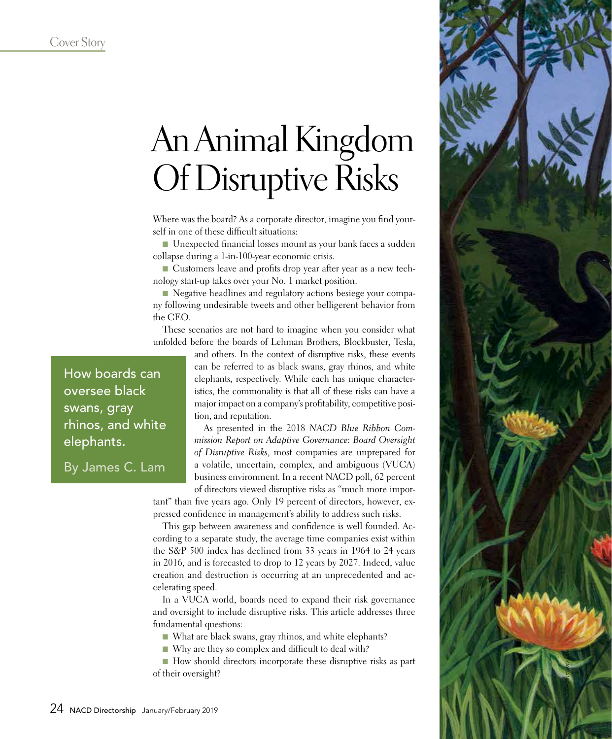Cover Story

# An Animal Kingdom Of Disruptive Risks

How boards can oversee black swans, gray rhinos, and white elephants.

By James C. Lam

Where was the board? As a corporate director, imagine you find yourself in one of these difficult situations:

- Unexpected financial losses mount as your bank faces a sudden collapse during a 1-in-100-year economic crisis.
- Customers leave and profits drop year after year as a new technology start-up takes over your No. 1 market position.
- Negative headlines and regulatory actions besiege your company following undesirable tweets and other belligerent behavior from the CEO.

These scenarios are not hard to imagine when you consider what unfolded before the boards of Lehman Brothers, Blockbuster, Tesla, and others. In the context of disruptive risks, these events can be referred to as black swans, gray rhinos, and white elephants, respectively. While each has unique characteristics, the commonality is that all of these risks can have a major impact on a company's profitability, competitive position, and reputation.

As presented in the 2018 *NACD Blue Ribbon Commission Report on Adaptive Governance: Board Oversight of Disruptive Risks*, most companies are unprepared for a volatile, uncertain, complex, and ambiguous (VUCA) business environment. In a recent NACD poll, 62 percent of directors viewed disruptive risks as "much more important" than five years ago. Only 19 percent of directors, however, expressed confidence in management's ability to address such risks.

This gap between awareness and confidence is well founded. According to a separate study, the average time companies exist within the S&P 500 index has declined from 33 years in 1964 to 24 years in 2016, and is forecasted to drop to 12 years by 2027. Indeed, value creation and destruction is occurring at an unprecedented and accelerating speed.

In a VUCA world, boards need to expand their risk governance and oversight to include disruptive risks. This article addresses three fundamental questions:

- What are black swans, gray rhinos, and white elephants?
- Why are they so complex and difficult to deal with?
- How should directors incorporate these disruptive risks as part of their oversight?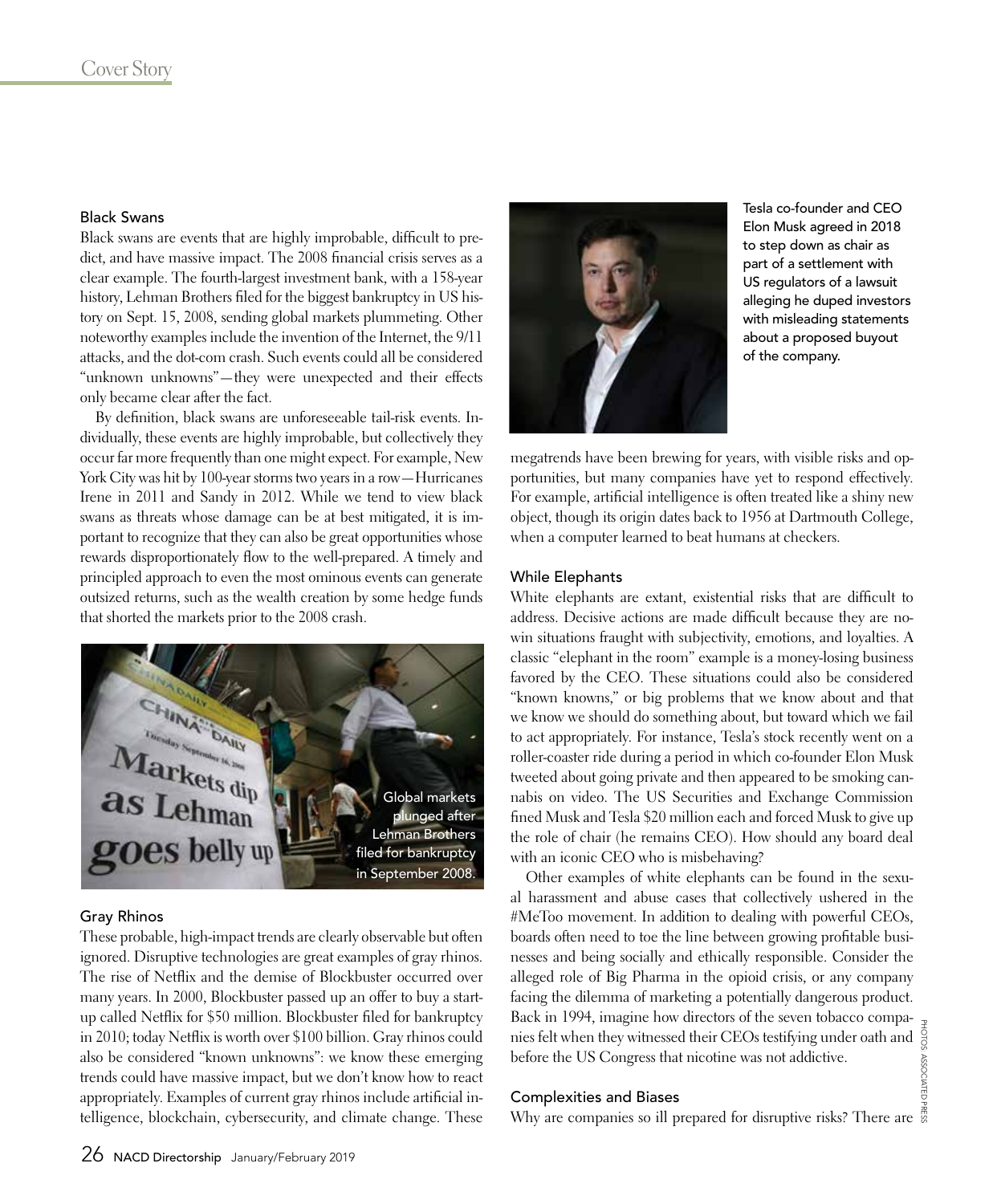### Black Swans

Black swans are events that are highly improbable, difficult to predict, and have massive impact. The 2008 financial crisis serves as a clear example. The fourth-largest investment bank, with a 158-year history, Lehman Brothers filed for the biggest bankruptcy in US history on Sept. 15, 2008, sending global markets plummeting. Other noteworthy examples include the invention of the Internet, the 9/11 attacks, and the dot-com crash. Such events could all be considered "unknown unknowns"—they were unexpected and their effects only became clear after the fact.

By definition, black swans are unforeseeable tail-risk events. Individually, these events are highly improbable, but collectively they occur far more frequently than one might expect. For example, New York City was hit by 100-year storms two years in a row—Hurricanes Irene in 2011 and Sandy in 2012. While we tend to view black swans as threats whose damage can be at best mitigated, it is important to recognize that they can also be great opportunities whose rewards disproportionately flow to the well-prepared. A timely and principled approach to even the most ominous events can generate outsized returns, such as the wealth creation by some hedge funds that shorted the markets prior to the 2008 crash.

Global markets plunged after Lehman Brothers filed for bankruptcy in September 2008.

### Gray Rhinos

These probable, high-impact trends are clearly observable but often ignored. Disruptive technologies are great examples of gray rhinos. The rise of Netflix and the demise of Blockbuster occurred over many years. In 2000, Blockbuster passed up an offer to buy a start-up called Netflix for $50 million. Blockbuster filed for bankruptcy in 2010; today Netflix is worth over $100 billion. Gray rhinos could also be considered "known unknowns": we know these emerging trends could have massive impact, but we don't know how to react appropriately. Examples of current gray rhinos include artificial intelligence, blockchain, cybersecurity, and climate change. These megatrends have been brewing for years, with visible risks and opportunities, but many companies have yet to respond effectively. For example, artificial intelligence is often treated like a shiny new object, though its origin dates back to 1956 at Dartmouth College, when a computer learned to beat humans at checkers.

Tesla co-founder and CEO Elon Musk agreed in 2018 to step down as chair as part of a settlement with US regulators of a lawsuit alleging he duped investors with misleading statements about a proposed buyout of the company.

### While Elephants

White elephants are extant, existential risks that are difficult to address. Decisive actions are made difficult because they are no-win situations fraught with subjectivity, emotions, and loyalties. A classic "elephant in the room" example is a money-losing business favored by the CEO. These situations could also be considered "known knowns," or big problems that we know about and that we know we should do something about, but toward which we fail to act appropriately. For instance, Tesla's stock recently went on a roller-coaster ride during a period in which co-founder Elon Musk tweeted about going private and then appeared to be smoking cannabis on video. The US Securities and Exchange Commission fined Musk and Tesla $20 million each and forced Musk to give up the role of chair (he remains CEO). How should any board deal with an iconic CEO who is misbehaving?

Other examples of white elephants can be found in the sexual harassment and abuse cases that collectively ushered in the #MeToo movement. In addition to dealing with powerful CEOs, boards often need to toe the line between growing profitable businesses and being socially and ethically responsible. Consider the alleged role of Big Pharma in the opioid crisis, or any company facing the dilemma of marketing a potentially dangerous product. Back in 1994, imagine how directors of the seven tobacco companies felt when they witnessed their CEOs testifying under oath and before the US Congress that nicotine was not addictive.

### Complexities and Biases

Why are companies so ill prepared for disruptive risks? There are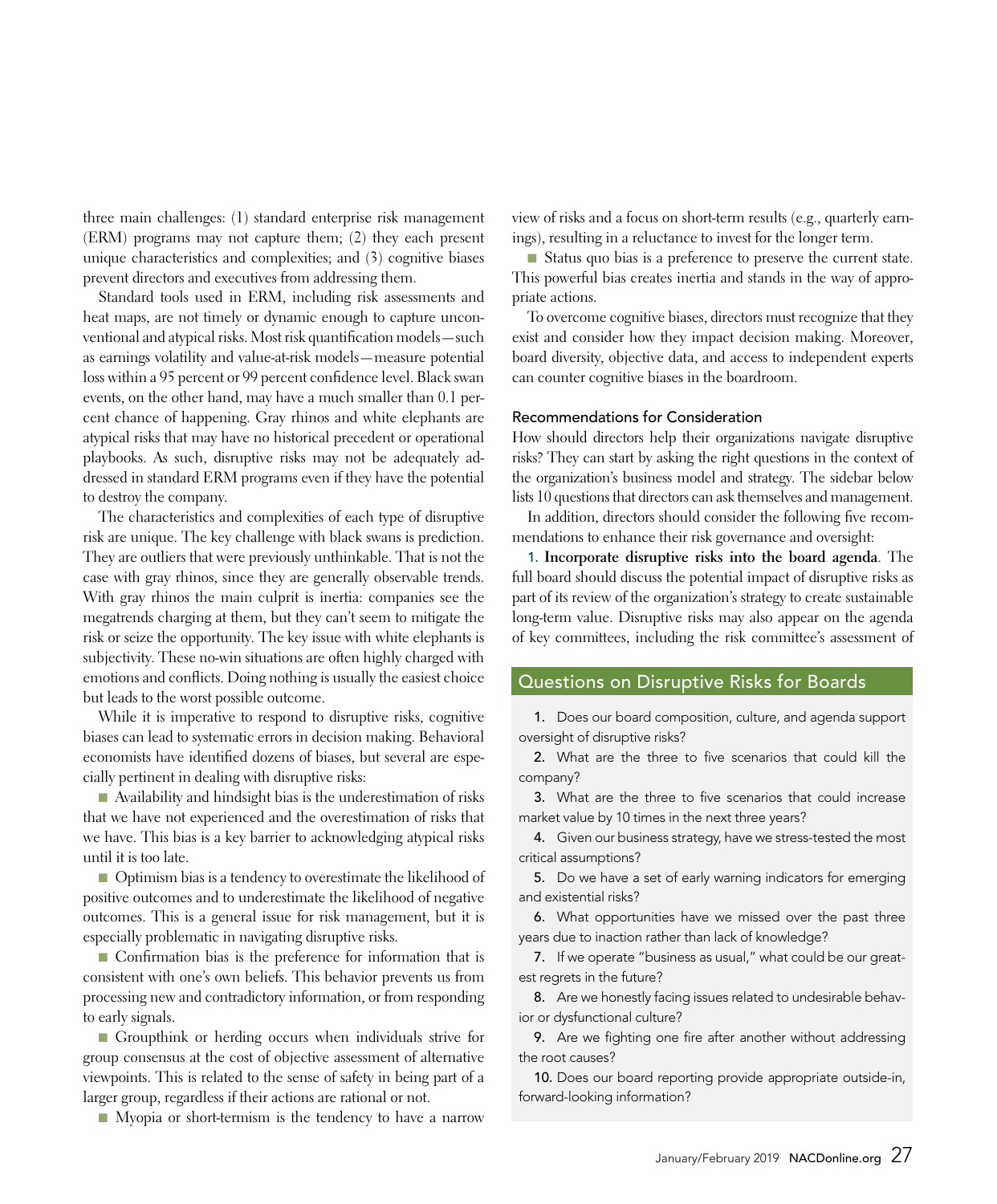three main challenges: (1) standard enterprise risk management (ERM) programs may not capture them; (2) they each present unique characteristics and complexities; and (3) cognitive biases prevent directors and executives from addressing them.

Standard tools used in ERM, including risk assessments and heat maps, are not timely or dynamic enough to capture unconventional and atypical risks. Most risk quantification models—such as earnings volatility and value-at-risk models—measure potential loss within a 95 percent or 99 percent confidence level. Black swan events, on the other hand, may have a much smaller than 0.1 percent chance of happening. Gray rhinos and white elephants are atypical risks that may have no historical precedent or operational playbooks. As such, disruptive risks may not be adequately addressed in standard ERM programs even if they have the potential to destroy the company.

The characteristics and complexities of each type of disruptive risk are unique. The key challenge with black swans is prediction. They are outliers that were previously unthinkable. That is not the case with gray rhinos, since they are generally observable trends. With gray rhinos the main culprit is inertia: companies see the megatrends charging at them, but they can't seem to mitigate the risk or seize the opportunity. The key issue with white elephants is subjectivity. These no-win situations are often highly charged with emotions and conflicts. Doing nothing is usually the easiest choice but leads to the worst possible outcome.

While it is imperative to respond to disruptive risks, cognitive biases can lead to systematic errors in decision making. Behavioral economists have identified dozens of biases, but several are especially pertinent in dealing with disruptive risks:

- Availability and hindsight bias is the underestimation of risks that we have not experienced and the overestimation of risks that we have. This bias is a key barrier to acknowledging atypical risks until it is too late.
- Optimism bias is a tendency to overestimate the likelihood of positive outcomes and to underestimate the likelihood of negative outcomes. This is a general issue for risk management, but it is especially problematic in navigating disruptive risks.
- Confirmation bias is the preference for information that is consistent with one's own beliefs. This behavior prevents us from processing new and contradictory information, or from responding to early signals.
- Groupthink or herding occurs when individuals strive for group consensus at the cost of objective assessment of alternative viewpoints. This is related to the sense of safety in being part of a larger group, regardless if their actions are rational or not.
- Myopia or short-termism is the tendency to have a narrow view of risks and a focus on short-term results (e.g., quarterly earnings), resulting in a reluctance to invest for the longer term.
- Status quo bias is a preference to preserve the current state. This powerful bias creates inertia and stands in the way of appropriate actions.

To overcome cognitive biases, directors must recognize that they exist and consider how they impact decision making. Moreover, board diversity, objective data, and access to independent experts can counter cognitive biases in the boardroom.

### Recommendations for Consideration

How should directors help their organizations navigate disruptive risks? They can start by asking the right questions in the context of the organization's business model and strategy. The sidebar below lists 10 questions that directors can ask themselves and management.

In addition, directors should consider the following five recommendations to enhance their risk governance and oversight:

1. **Incorporate disruptive risks into the board agenda**. The full board should discuss the potential impact of disruptive risks as part of its review of the organization's strategy to create sustainable long-term value. Disruptive risks may also appear on the agenda of key committees, including the risk committee's assessment of

## Questions on Disruptive Risks for Boards

1. Does our board composition, culture, and agenda support oversight of disruptive risks?
2. What are the three to five scenarios that could kill the company?
3. What are the three to five scenarios that could increase market value by 10 times in the next three years?
4. Given our business strategy, have we stress-tested the most critical assumptions?
5. Do we have a set of early warning indicators for emerging and existential risks?
6. What opportunities have we missed over the past three years due to inaction rather than lack of knowledge?
7. If we operate "business as usual," what could be our greatest regrets in the future?
8. Are we honestly facing issues related to undesirable behavior or dysfunctional culture?
9. Are we fighting one fire after another without addressing the root causes?
10. Does our board reporting provide appropriate outside-in, forward-looking information?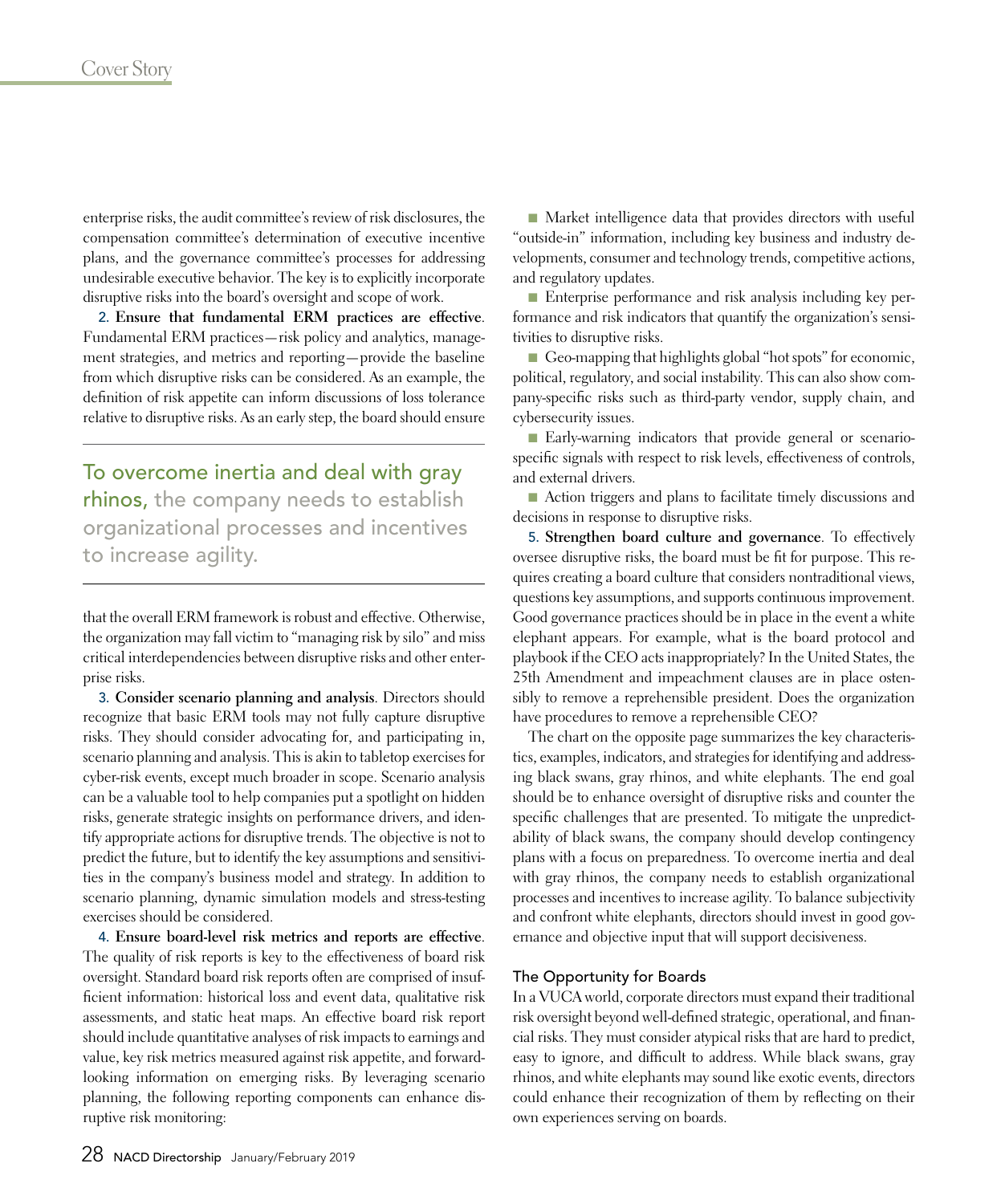enterprise risks, the audit committee's review of risk disclosures, the compensation committee's determination of executive incentive plans, and the governance committee's processes for addressing undesirable executive behavior. The key is to explicitly incorporate disruptive risks into the board's oversight and scope of work.

2. **Ensure that fundamental ERM practices are effective**. Fundamental ERM practices—risk policy and analytics, management strategies, and metrics and reporting—provide the baseline from which disruptive risks can be considered. As an example, the definition of risk appetite can inform discussions of loss tolerance relative to disruptive risks. As an early step, the board should ensure that the overall ERM framework is robust and effective. Otherwise, the organization may fall victim to "managing risk by silo" and miss critical interdependencies between disruptive risks and other enterprise risks.

> To overcome inertia and deal with gray rhinos, the company needs to establish organizational processes and incentives to increase agility.

3. **Consider scenario planning and analysis**. Directors should recognize that basic ERM tools may not fully capture disruptive risks. They should consider advocating for, and participating in, scenario planning and analysis. This is akin to tabletop exercises for cyber-risk events, except much broader in scope. Scenario analysis can be a valuable tool to help companies put a spotlight on hidden risks, generate strategic insights on performance drivers, and identify appropriate actions for disruptive trends. The objective is not to predict the future, but to identify the key assumptions and sensitivities in the company's business model and strategy. In addition to scenario planning, dynamic simulation models and stress-testing exercises should be considered.

4. **Ensure board-level risk metrics and reports are effective**. The quality of risk reports is key to the effectiveness of board risk oversight. Standard board risk reports often are comprised of insufficient information: historical loss and event data, qualitative risk assessments, and static heat maps. An effective board risk report should include quantitative analyses of risk impacts to earnings and value, key risk metrics measured against risk appetite, and forward-looking information on emerging risks. By leveraging scenario planning, the following reporting components can enhance disruptive risk monitoring:

- Market intelligence data that provides directors with useful "outside-in" information, including key business and industry developments, consumer and technology trends, competitive actions, and regulatory updates.
- Enterprise performance and risk analysis including key performance and risk indicators that quantify the organization's sensitivities to disruptive risks.
- Geo-mapping that highlights global "hot spots" for economic, political, regulatory, and social instability. This can also show company-specific risks such as third-party vendor, supply chain, and cybersecurity issues.
- Early-warning indicators that provide general or scenario-specific signals with respect to risk levels, effectiveness of controls, and external drivers.
- Action triggers and plans to facilitate timely discussions and decisions in response to disruptive risks.

5. **Strengthen board culture and governance**. To effectively oversee disruptive risks, the board must be fit for purpose. This requires creating a board culture that considers nontraditional views, questions key assumptions, and supports continuous improvement. Good governance practices should be in place in the event a white elephant appears. For example, what is the board protocol and playbook if the CEO acts inappropriately? In the United States, the 25th Amendment and impeachment clauses are in place ostensibly to remove a reprehensible president. Does the organization have procedures to remove a reprehensible CEO?

The chart on the opposite page summarizes the key characteristics, examples, indicators, and strategies for identifying and addressing black swans, gray rhinos, and white elephants. The end goal should be to enhance oversight of disruptive risks and counter the specific challenges that are presented. To mitigate the unpredictability of black swans, the company should develop contingency plans with a focus on preparedness. To overcome inertia and deal with gray rhinos, the company needs to establish organizational processes and incentives to increase agility. To balance subjectivity and confront white elephants, directors should invest in good governance and objective input that will support decisiveness.

### The Opportunity for Boards

In a VUCA world, corporate directors must expand their traditional risk oversight beyond well-defined strategic, operational, and financial risks. They must consider atypical risks that are hard to predict, easy to ignore, and difficult to address. While black swans, gray rhinos, and white elephants may sound like exotic events, directors could enhance their recognition of them by reflecting on their own experiences serving on boards.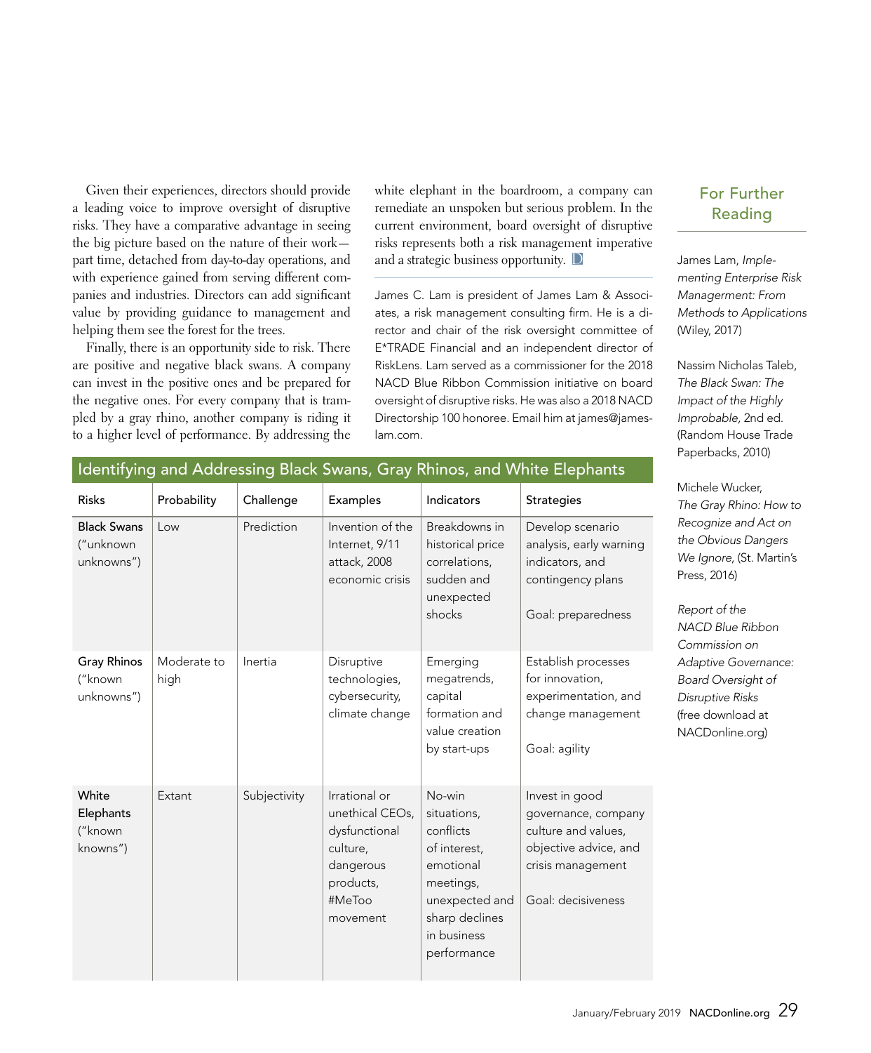Given their experiences, directors should provide a leading voice to improve oversight of disruptive risks. They have a comparative advantage in seeing the big picture based on the nature of their work—part time, detached from day-to-day operations, and with experience gained from serving different companies and industries. Directors can add significant value by providing guidance to management and helping them see the forest for the trees.

Finally, there is an opportunity side to risk. There are positive and negative black swans. A company can invest in the positive ones and be prepared for the negative ones. For every company that is trampled by a gray rhino, another company is riding it to a higher level of performance. By addressing the white elephant in the boardroom, a company can remediate an unspoken but serious problem. In the current environment, board oversight of disruptive risks represents both a risk management imperative and a strategic business opportunity.

James C. Lam is president of James Lam & Associates, a risk management consulting firm. He is a director and chair of the risk oversight committee of E*TRADE Financial and an independent director of RiskLens. Lam served as a commissioner for the 2018 NACD Blue Ribbon Commission initiative on board oversight of disruptive risks. He was also a 2018 NACD Directorship 100 honoree. Email him at james@jameslam.com.

## Identifying and Addressing Black Swans, Gray Rhinos, and White Elephants

| Risks | Probability | Challenge | Examples | Indicators | Strategies |
|---|---|---|---|---|---|
| **Black Swans** ("unknown unknowns") | Low | Prediction | Invention of the Internet, 9/11 attack, 2008 economic crisis | Breakdowns in historical price correlations, sudden and unexpected shocks | Develop scenario analysis, early warning indicators, and contingency plans<br><br>Goal: preparedness |
| **Gray Rhinos** ("known unknowns") | Moderate to high | Inertia | Disruptive technologies, cybersecurity, climate change | Emerging megatrends, capital formation and value creation by start-ups | Establish processes for innovation, experimentation, and change management<br><br>Goal: agility |
| **White Elephants** ("known knowns") | Extant | Subjectivity | Irrational or unethical CEOs, dysfunctional culture, dangerous products, #MeToo movement | No-win situations, conflicts of interest, emotional meetings, unexpected and sharp declines in business performance | Invest in good governance, company culture and values, objective advice, and crisis management<br><br>Goal: decisiveness |

## For Further Reading

James Lam, *Implementing Enterprise Risk Managerment: From Methods to Applications* (Wiley, 2017)

Nassim Nicholas Taleb, *The Black Swan: The Impact of the Highly Improbable,* 2nd ed. (Random House Trade Paperbacks, 2010)

Michele Wucker, *The Gray Rhino: How to Recognize and Act on the Obvious Dangers We Ignore*, (St. Martin's Press, 2016)

*Report of the NACD Blue Ribbon Commission on Adaptive Governance: Board Oversight of Disruptive Risks* (free download at NACDonline.org)